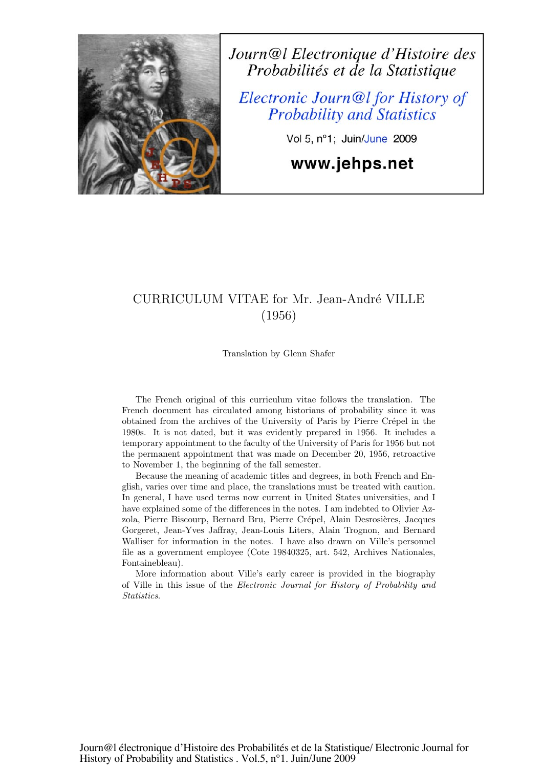# CURRICULUM VITAE for Mr. Jean-André VILLE (1956)

Translation by Glenn Shafer

The French original of this curriculum vitae follows the translation. The French document has circulated among historians of probability since it was obtained from the archives of the University of Paris by Pierre Crépel in the 1980s. It is not dated, but it was evidently prepared in 1956. It includes a temporary appointment to the faculty of the University of Paris for 1956 but not the permanent appointment that was made on December 20, 1956, retroactive to November 1, the beginning of the fall semester.

Because the meaning of academic titles and degrees, in both French and English, varies over time and place, the translations must be treated with caution. In general, I have used terms now current in United States universities, and I have explained some of the differences in the notes. I am indebted to Olivier Azzola, Pierre Biscourp, Bernard Bru, Pierre Crépel, Alain Desrosières, Jacques Gorgeret, Jean-Yves Jaffray, Jean-Louis Liters, Alain Trognon, and Bernard Walliser for information in the notes. I have also drawn on Ville's personnel file as a government employee (Cote 19840325, art. 542, Archives Nationales, Fontainebleau).

More information about Ville's early career is provided in the biography of Ville in this issue of the *Electronic Journal for History of Probability and Statistics*.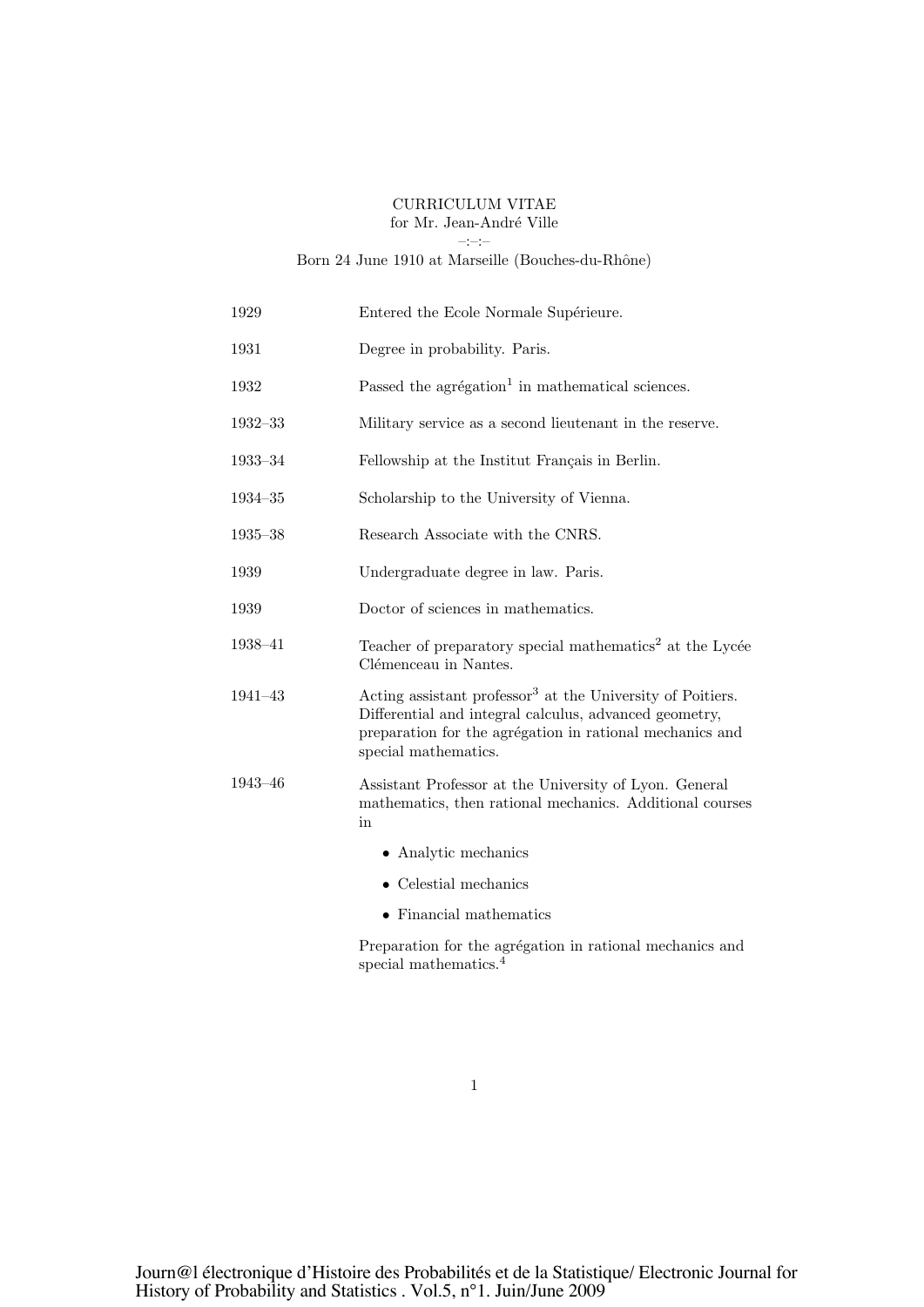CURRICULUM VITAE
for Mr. Jean-André Ville
–:–:–
Born 24 June 1910 at Marseille (Bouches-du-Rhône)

| | |
|---|---|
| 1929 | Entered the Ecole Normale Supérieure. |
| 1931 | Degree in probability. Paris. |
| 1932 | Passed the agrégation[1] in mathematical sciences. |
| 1932–33 | Military service as a second lieutenant in the reserve. |
| 1933–34 | Fellowship at the Institut Français in Berlin. |
| 1934–35 | Scholarship to the University of Vienna. |
| 1935–38 | Research Associate with the CNRS. |
| 1939 | Undergraduate degree in law. Paris. |
| 1939 | Doctor of sciences in mathematics. |
| 1938–41 | Teacher of preparatory special mathematics[2] at the Lycée Clémenceau in Nantes. |
| 1941–43 | Acting assistant professor[3] at the University of Poitiers. Differential and integral calculus, advanced geometry, preparation for the agrégation in rational mechanics and special mathematics. |
| 1943–46 | Assistant Professor at the University of Lyon. General mathematics, then rational mechanics. Additional courses in<br>• Analytic mechanics<br>• Celestial mechanics<br>• Financial mathematics<br>Preparation for the agrégation in rational mechanics and special mathematics.[4] |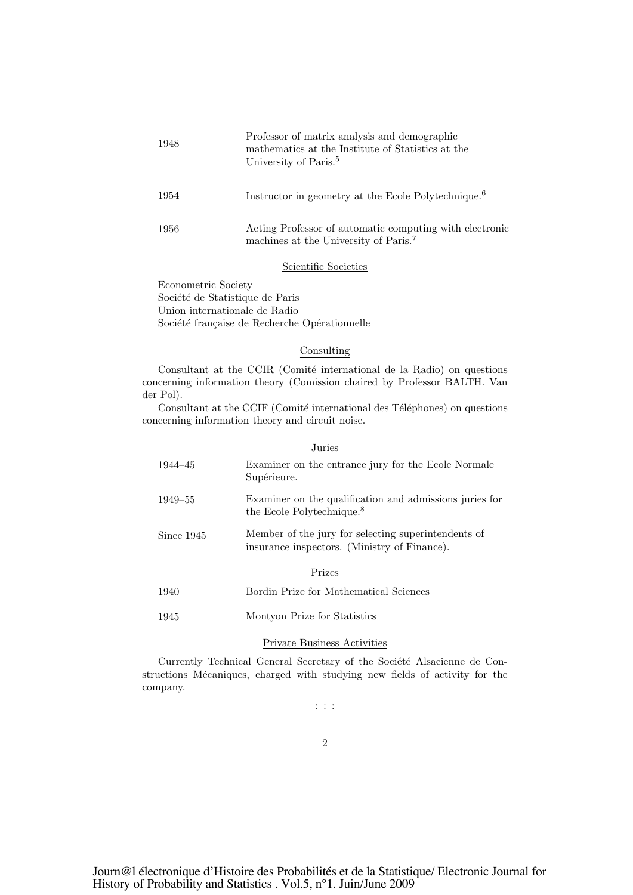| | |
|---|---|
| 1948 | Professor of matrix analysis and demographic mathematics at the Institute of Statistics at the University of Paris.[5] |
| 1954 | Instructor in geometry at the Ecole Polytechnique.[6] |
| 1956 | Acting Professor of automatic computing with electronic machines at the University of Paris.[7] |

## Scientific Societies

Econometric Society
Société de Statistique de Paris
Union internationale de Radio
Société française de Recherche Opérationnelle

## Consulting

Consultant at the CCIR (Comité international de la Radio) on questions concerning information theory (Comission chaired by Professor BALTH. Van der Pol).

Consultant at the CCIF (Comité international des Téléphones) on questions concerning information theory and circuit noise.

## Juries

| | |
|---|---|
| 1944–45 | Examiner on the entrance jury for the Ecole Normale Supérieure. |
| 1949–55 | Examiner on the qualification and admissions juries for the Ecole Polytechnique.[8] |
| Since 1945 | Member of the jury for selecting superintendents of insurance inspectors. (Ministry of Finance). |

## Prizes

| | |
|---|---|
| 1940 | Bordin Prize for Mathematical Sciences |
| 1945 | Montyon Prize for Statistics |

## Private Business Activities

Currently Technical General Secretary of the Société Alsacienne de Constructions Mécaniques, charged with studying new fields of activity for the company.

–:–:–:–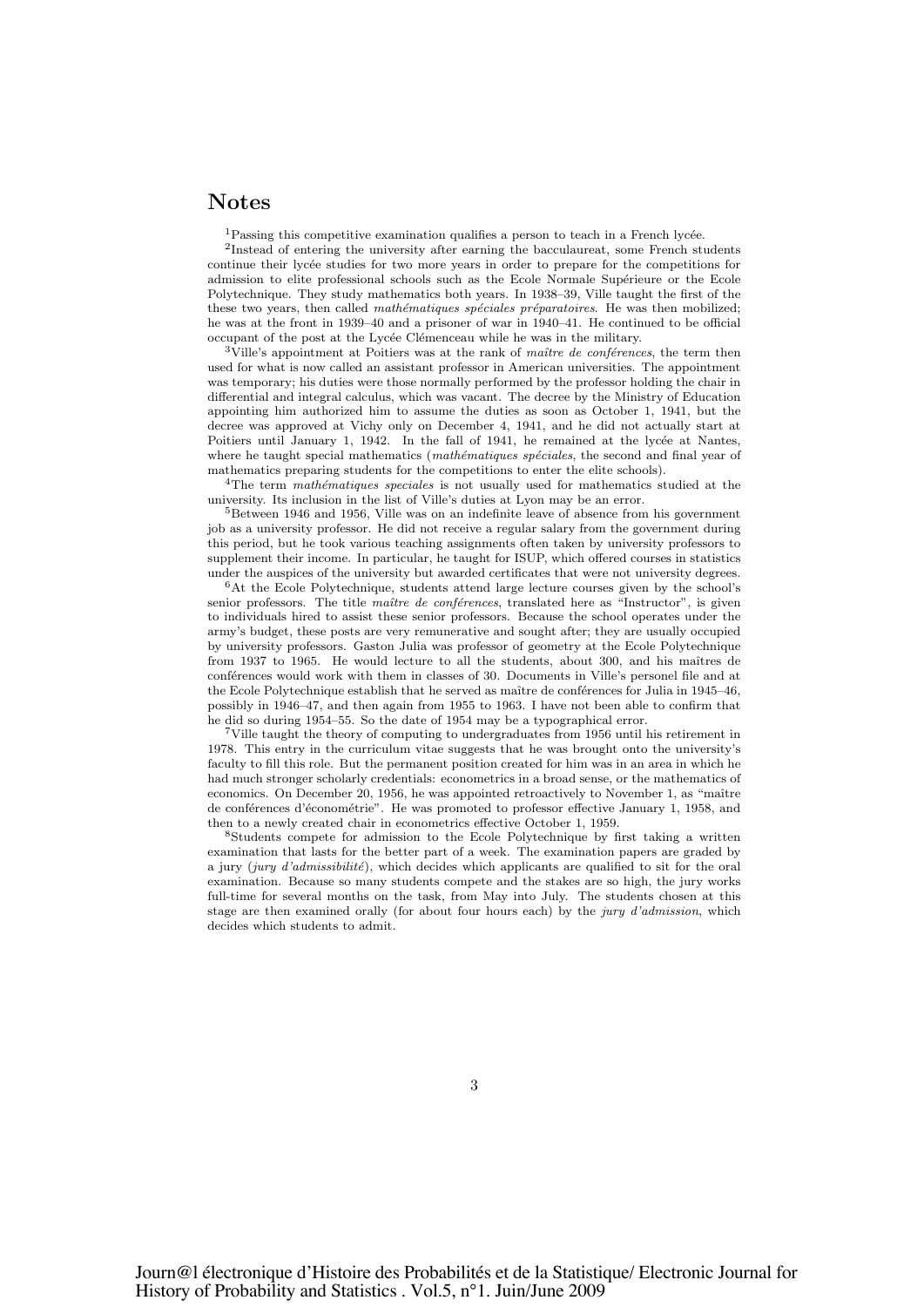## Notes

[1]Passing this competitive examination qualifies a person to teach in a French lycée.

[2]Instead of entering the university after earning the bacculaureat, some French students continue their lycée studies for two more years in order to prepare for the competitions for admission to elite professional schools such as the Ecole Normale Supérieure or the Ecole Polytechnique. They study mathematics both years. In 1938–39, Ville taught the first of the these two years, then called *mathématiques spéciales préparatoires*. He was then mobilized; he was at the front in 1939–40 and a prisoner of war in 1940–41. He continued to be official occupant of the post at the Lycée Clémenceau while he was in the military.

[3]Ville's appointment at Poitiers was at the rank of *maître de conférences*, the term then used for what is now called an assistant professor in American universities. The appointment was temporary; his duties were those normally performed by the professor holding the chair in differential and integral calculus, which was vacant. The decree by the Ministry of Education appointing him authorized him to assume the duties as soon as October 1, 1941, but the decree was approved at Vichy only on December 4, 1941, and he did not actually start at Poitiers until January 1, 1942. In the fall of 1941, he remained at the lycée at Nantes, where he taught special mathematics (*mathématiques spéciales*, the second and final year of mathematics preparing students for the competitions to enter the elite schools).

[4]The term *mathématiques speciales* is not usually used for mathematics studied at the university. Its inclusion in the list of Ville's duties at Lyon may be an error.

[5]Between 1946 and 1956, Ville was on an indefinite leave of absence from his government job as a university professor. He did not receive a regular salary from the government during this period, but he took various teaching assignments often taken by university professors to supplement their income. In particular, he taught for ISUP, which offered courses in statistics under the auspices of the university but awarded certificates that were not university degrees.

[6]At the Ecole Polytechnique, students attend large lecture courses given by the school's senior professors. The title *maître de conférences*, translated here as "Instructor", is given to individuals hired to assist these senior professors. Because the school operates under the army's budget, these posts are very remunerative and sought after; they are usually occupied by university professors. Gaston Julia was professor of geometry at the Ecole Polytechnique from 1937 to 1965. He would lecture to all the students, about 300, and his maîtres de conférences would work with them in classes of 30. Documents in Ville's personel file and at the Ecole Polytechnique establish that he served as maître de conférences for Julia in 1945–46, possibly in 1946–47, and then again from 1955 to 1963. I have not been able to confirm that he did so during 1954–55. So the date of 1954 may be a typographical error.

[7]Ville taught the theory of computing to undergraduates from 1956 until his retirement in 1978. This entry in the curriculum vitae suggests that he was brought onto the university's faculty to fill this role. But the permanent position created for him was in an area in which he had much stronger scholarly credentials: econometrics in a broad sense, or the mathematics of economics. On December 20, 1956, he was appointed retroactively to November 1, as "maître de conférences d'économétrie". He was promoted to professor effective January 1, 1958, and then to a newly created chair in econometrics effective October 1, 1959.

[8]Students compete for admission to the Ecole Polytechnique by first taking a written examination that lasts for the better part of a week. The examination papers are graded by a jury (*jury d'admissibilité*), which decides which applicants are qualified to sit for the oral examination. Because so many students compete and the stakes are so high, the jury works full-time for several months on the task, from May into July. The students chosen at this stage are then examined orally (for about four hours each) by the *jury d'admission*, which decides which students to admit.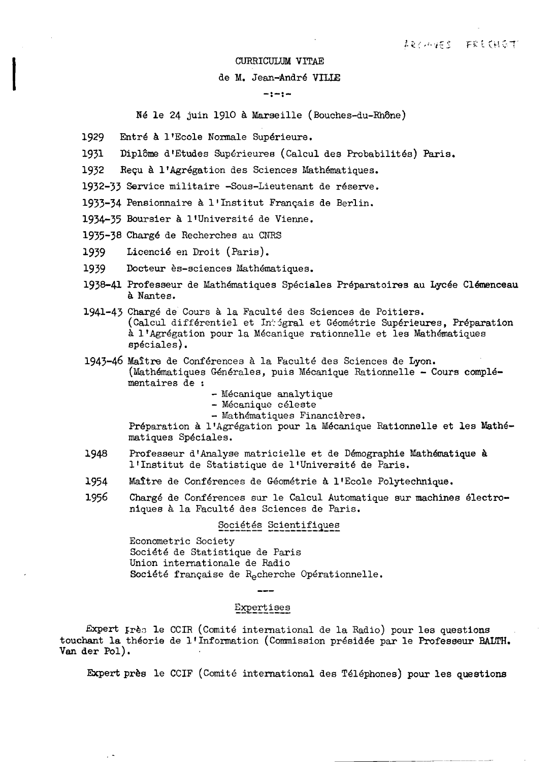ARCHIVES FRECHET

CURRICULUM VITAE

de M. Jean-André VILLE

-:-:-

Né le 24 juin 1910 à Marseille (Bouches-du-Rhône)

1929 Entré à l'Ecole Normale Supérieure.

1931 Diplôme d'Etudes Supérieures (Calcul des Probabilités) Paris.

1932 Reçu à l'Agrégation des Sciences Mathématiques.

1932-33 Service militaire -Sous-Lieutenant de réserve.

1933-34 Pensionnaire à l'Institut Français de Berlin.

1934-35 Boursier à l'Université de Vienne.

1935-38 Chargé de Recherches au CNRS

1939 Licencié en Droit (Paris).

1939 Docteur ès-sciences Mathématiques.

1938-41 Professeur de Mathématiques Spéciales Préparatoires au Lycée Clémenceau à Nantes.

1941-43 Chargé de Cours à la Faculté des Sciences de Poitiers. (Calcul différentiel et Intégral et Géométrie Supérieures, Préparation à l'Agrégation pour la Mécanique rationnelle et les Mathématiques spéciales).

1943-46 Maître de Conférences à la Faculté des Sciences de Lyon. (Mathématiques Générales, puis Mécanique Rationnelle - Cours complémentaires de :
- Mécanique analytique
- Mécanique céleste
- Mathématiques Financières.

Préparation à l'Agrégation pour la Mécanique Rationnelle et les Mathématiques Spéciales.

1948 Professeur d'Analyse matricielle et de Démographie Mathématique à l'Institut de Statistique de l'Université de Paris.

1954 Maître de Conférences de Géométrie à l'Ecole Polytechnique.

1956 Chargé de Conférences sur le Calcul Automatique sur machines électroniques à la Faculté des Sciences de Paris.

## Sociétés Scientifiques

Econometric Society
Société de Statistique de Paris
Union internationale de Radio
Société française de Recherche Opérationnelle.

---

## Expertises

Expert près le CCIR (Comité international de la Radio) pour les questions touchant la théorie de l'Information (Commission présidée par le Professeur BALTH. Van der Pol).

Expert près le CCIF (Comité international des Téléphones) pour les questions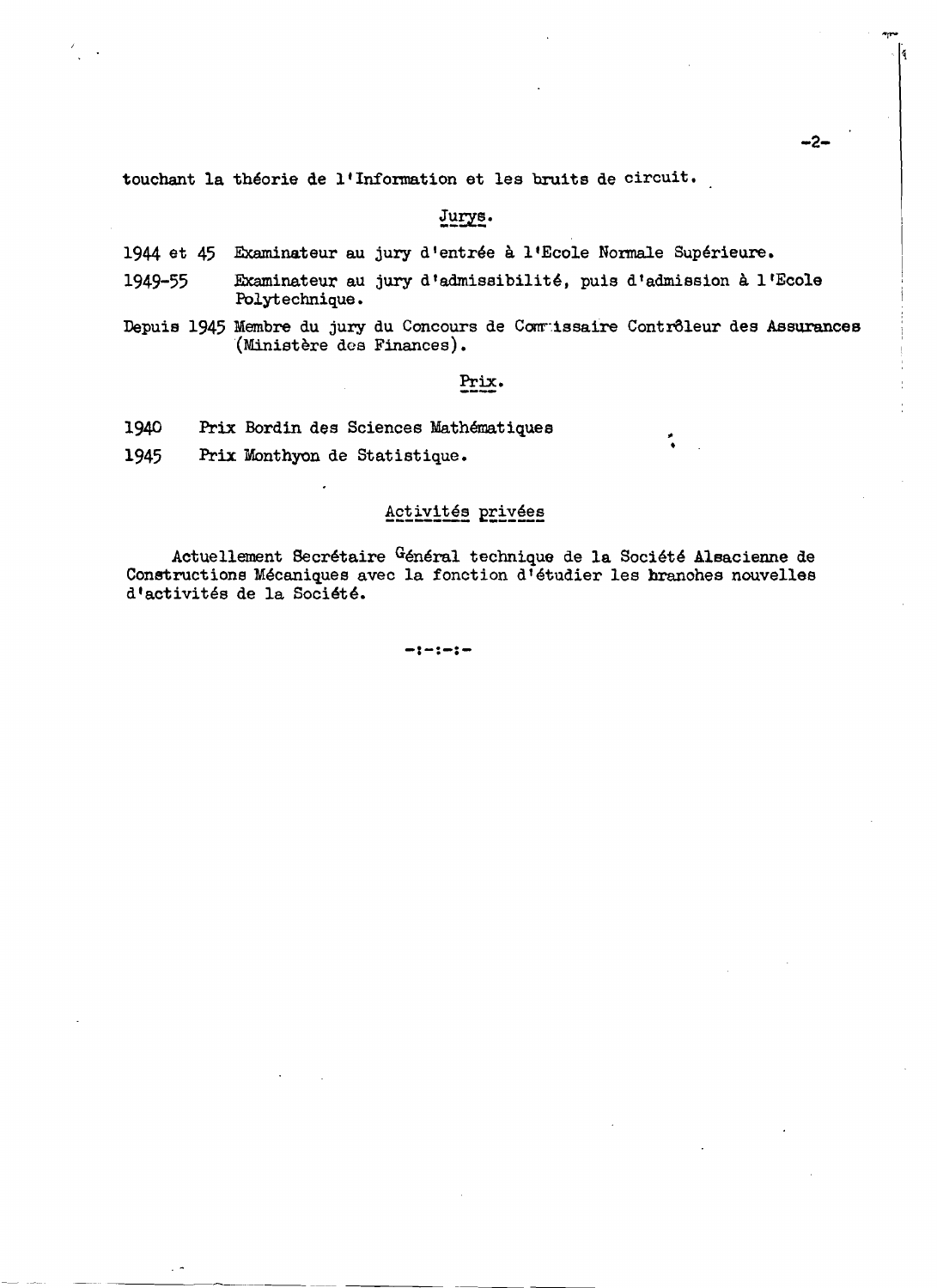touchant la théorie de l'Information et les bruits de circuit.

## Jurys.

1944 et 45 Examinateur au jury d'entrée à l'Ecole Normale Supérieure.

1949-55 Examinateur au jury d'admissibilité, puis d'admission à l'Ecole Polytechnique.

Depuis 1945 Membre du jury du Concours de Commissaire Contrôleur des Assurances (Ministère des Finances).

## Prix.

1940 Prix Bordin des Sciences Mathématiques

1945 Prix Monthyon de Statistique.

## Activités privées

Actuellement Secrétaire Général technique de la Société Alsacienne de Constructions Mécaniques avec la fonction d'étudier les branches nouvelles d'activités de la Société.

-:-:-:-